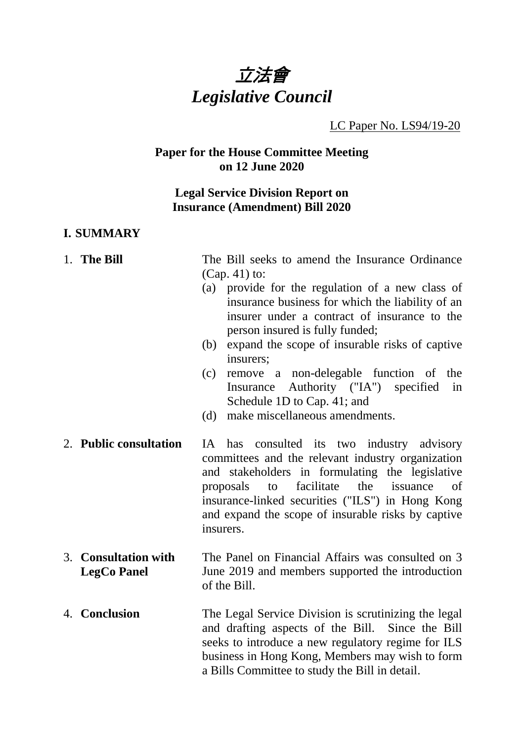# *立法會*
# *Legislative Council*

LC Paper No. LS94/19-20

**Paper for the House Committee Meeting on 12 June 2020**

**Legal Service Division Report on Insurance (Amendment) Bill 2020**

## I. SUMMARY

1. **The Bill**

   The Bill seeks to amend the Insurance Ordinance (Cap. 41) to:

   (a) provide for the regulation of a new class of insurance business for which the liability of an insurer under a contract of insurance to the person insured is fully funded;

   (b) expand the scope of insurable risks of captive insurers;

   (c) remove a non-delegable function of the Insurance Authority ("IA") specified in Schedule 1D to Cap. 41; and

   (d) make miscellaneous amendments.

2. **Public consultation**

   IA has consulted its two industry advisory committees and the relevant industry organization and stakeholders in formulating the legislative proposals to facilitate the issuance of insurance-linked securities ("ILS") in Hong Kong and expand the scope of insurable risks by captive insurers.

3. **Consultation with LegCo Panel**

   The Panel on Financial Affairs was consulted on 3 June 2019 and members supported the introduction of the Bill.

4. **Conclusion**

   The Legal Service Division is scrutinizing the legal and drafting aspects of the Bill. Since the Bill seeks to introduce a new regulatory regime for ILS business in Hong Kong, Members may wish to form a Bills Committee to study the Bill in detail.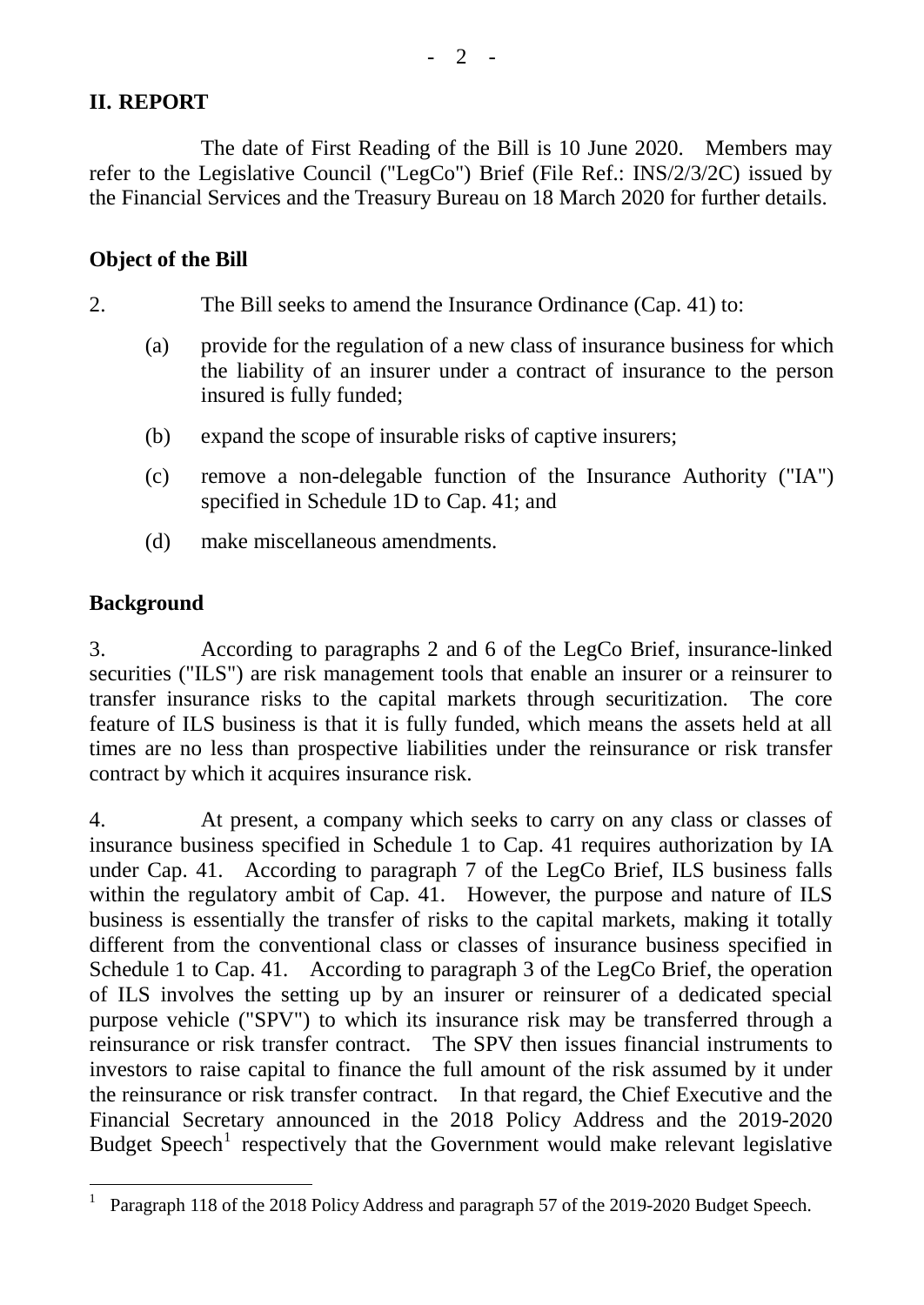## II. REPORT

The date of First Reading of the Bill is 10 June 2020. Members may refer to the Legislative Council ("LegCo") Brief (File Ref.: INS/2/3/2C) issued by the Financial Services and the Treasury Bureau on 18 March 2020 for further details.

### Object of the Bill

2. The Bill seeks to amend the Insurance Ordinance (Cap. 41) to:

(a) provide for the regulation of a new class of insurance business for which the liability of an insurer under a contract of insurance to the person insured is fully funded;

(b) expand the scope of insurable risks of captive insurers;

(c) remove a non-delegable function of the Insurance Authority ("IA") specified in Schedule 1D to Cap. 41; and

(d) make miscellaneous amendments.

### Background

3. According to paragraphs 2 and 6 of the LegCo Brief, insurance-linked securities ("ILS") are risk management tools that enable an insurer or a reinsurer to transfer insurance risks to the capital markets through securitization. The core feature of ILS business is that it is fully funded, which means the assets held at all times are no less than prospective liabilities under the reinsurance or risk transfer contract by which it acquires insurance risk.

4. At present, a company which seeks to carry on any class or classes of insurance business specified in Schedule 1 to Cap. 41 requires authorization by IA under Cap. 41. According to paragraph 7 of the LegCo Brief, ILS business falls within the regulatory ambit of Cap. 41. However, the purpose and nature of ILS business is essentially the transfer of risks to the capital markets, making it totally different from the conventional class or classes of insurance business specified in Schedule 1 to Cap. 41. According to paragraph 3 of the LegCo Brief, the operation of ILS involves the setting up by an insurer or reinsurer of a dedicated special purpose vehicle ("SPV") to which its insurance risk may be transferred through a reinsurance or risk transfer contract. The SPV then issues financial instruments to investors to raise capital to finance the full amount of the risk assumed by it under the reinsurance or risk transfer contract. In that regard, the Chief Executive and the Financial Secretary announced in the 2018 Policy Address and the 2019-2020 Budget Speech[1] respectively that the Government would make relevant legislative

[1] Paragraph 118 of the 2018 Policy Address and paragraph 57 of the 2019-2020 Budget Speech.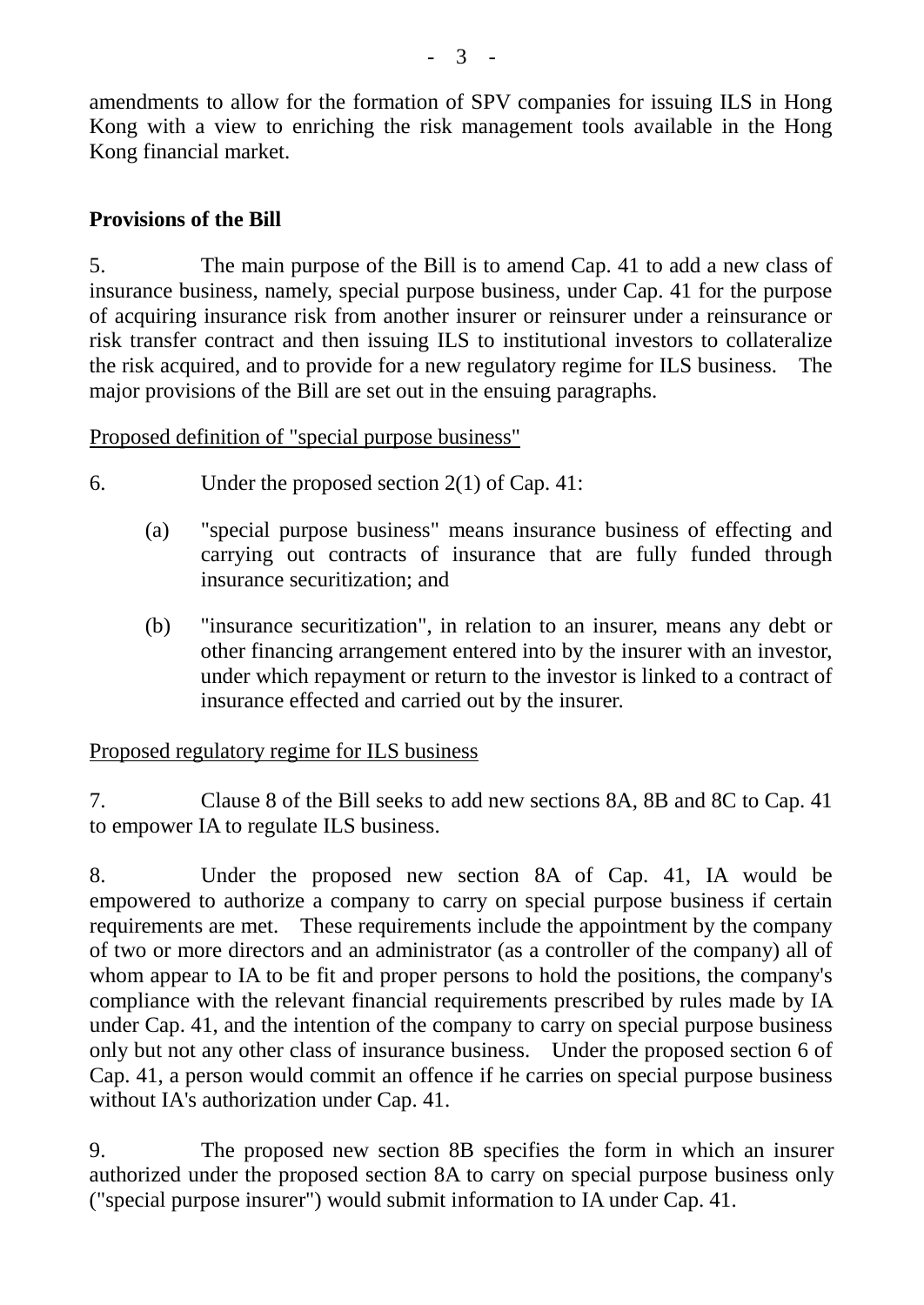amendments to allow for the formation of SPV companies for issuing ILS in Hong Kong with a view to enriching the risk management tools available in the Hong Kong financial market.

**Provisions of the Bill**

5. The main purpose of the Bill is to amend Cap. 41 to add a new class of insurance business, namely, special purpose business, under Cap. 41 for the purpose of acquiring insurance risk from another insurer or reinsurer under a reinsurance or risk transfer contract and then issuing ILS to institutional investors to collateralize the risk acquired, and to provide for a new regulatory regime for ILS business. The major provisions of the Bill are set out in the ensuing paragraphs.

<u>Proposed definition of "special purpose business"</u>

6. Under the proposed section 2(1) of Cap. 41:

(a) "special purpose business" means insurance business of effecting and carrying out contracts of insurance that are fully funded through insurance securitization; and

(b) "insurance securitization", in relation to an insurer, means any debt or other financing arrangement entered into by the insurer with an investor, under which repayment or return to the investor is linked to a contract of insurance effected and carried out by the insurer.

<u>Proposed regulatory regime for ILS business</u>

7. Clause 8 of the Bill seeks to add new sections 8A, 8B and 8C to Cap. 41 to empower IA to regulate ILS business.

8. Under the proposed new section 8A of Cap. 41, IA would be empowered to authorize a company to carry on special purpose business if certain requirements are met. These requirements include the appointment by the company of two or more directors and an administrator (as a controller of the company) all of whom appear to IA to be fit and proper persons to hold the positions, the company's compliance with the relevant financial requirements prescribed by rules made by IA under Cap. 41, and the intention of the company to carry on special purpose business only but not any other class of insurance business. Under the proposed section 6 of Cap. 41, a person would commit an offence if he carries on special purpose business without IA's authorization under Cap. 41.

9. The proposed new section 8B specifies the form in which an insurer authorized under the proposed section 8A to carry on special purpose business only ("special purpose insurer") would submit information to IA under Cap. 41.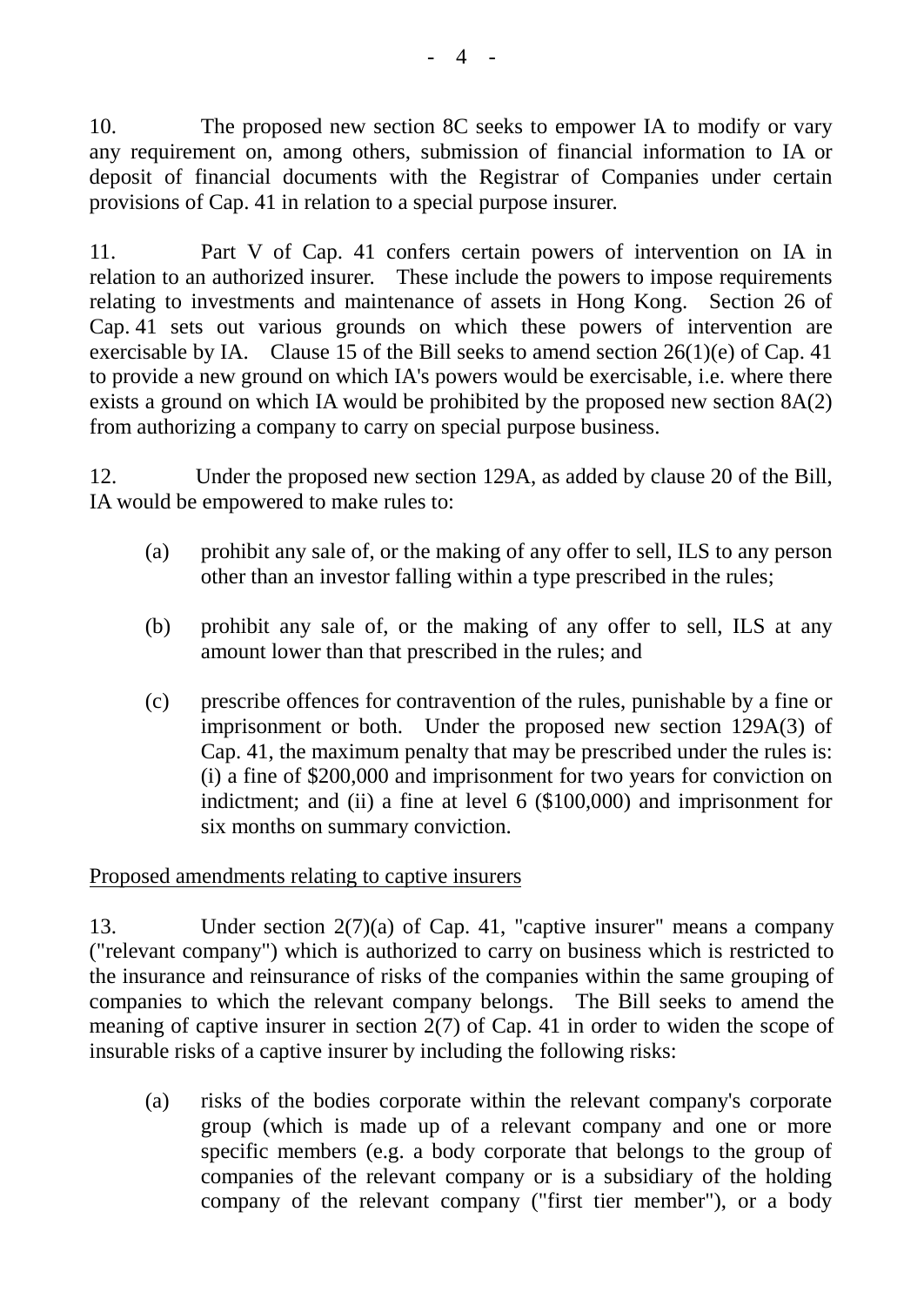10. The proposed new section 8C seeks to empower IA to modify or vary any requirement on, among others, submission of financial information to IA or deposit of financial documents with the Registrar of Companies under certain provisions of Cap. 41 in relation to a special purpose insurer.

11. Part V of Cap. 41 confers certain powers of intervention on IA in relation to an authorized insurer. These include the powers to impose requirements relating to investments and maintenance of assets in Hong Kong. Section 26 of Cap. 41 sets out various grounds on which these powers of intervention are exercisable by IA. Clause 15 of the Bill seeks to amend section 26(1)(e) of Cap. 41 to provide a new ground on which IA's powers would be exercisable, i.e. where there exists a ground on which IA would be prohibited by the proposed new section 8A(2) from authorizing a company to carry on special purpose business.

12. Under the proposed new section 129A, as added by clause 20 of the Bill, IA would be empowered to make rules to:

(a) prohibit any sale of, or the making of any offer to sell, ILS to any person other than an investor falling within a type prescribed in the rules;

(b) prohibit any sale of, or the making of any offer to sell, ILS at any amount lower than that prescribed in the rules; and

(c) prescribe offences for contravention of the rules, punishable by a fine or imprisonment or both. Under the proposed new section 129A(3) of Cap. 41, the maximum penalty that may be prescribed under the rules is: (i) a fine of $200,000 and imprisonment for two years for conviction on indictment; and (ii) a fine at level 6 ($100,000) and imprisonment for six months on summary conviction.

Proposed amendments relating to captive insurers

13. Under section 2(7)(a) of Cap. 41, "captive insurer" means a company ("relevant company") which is authorized to carry on business which is restricted to the insurance and reinsurance of risks of the companies within the same grouping of companies to which the relevant company belongs. The Bill seeks to amend the meaning of captive insurer in section 2(7) of Cap. 41 in order to widen the scope of insurable risks of a captive insurer by including the following risks:

(a) risks of the bodies corporate within the relevant company's corporate group (which is made up of a relevant company and one or more specific members (e.g. a body corporate that belongs to the group of companies of the relevant company or is a subsidiary of the holding company of the relevant company ("first tier member"), or a body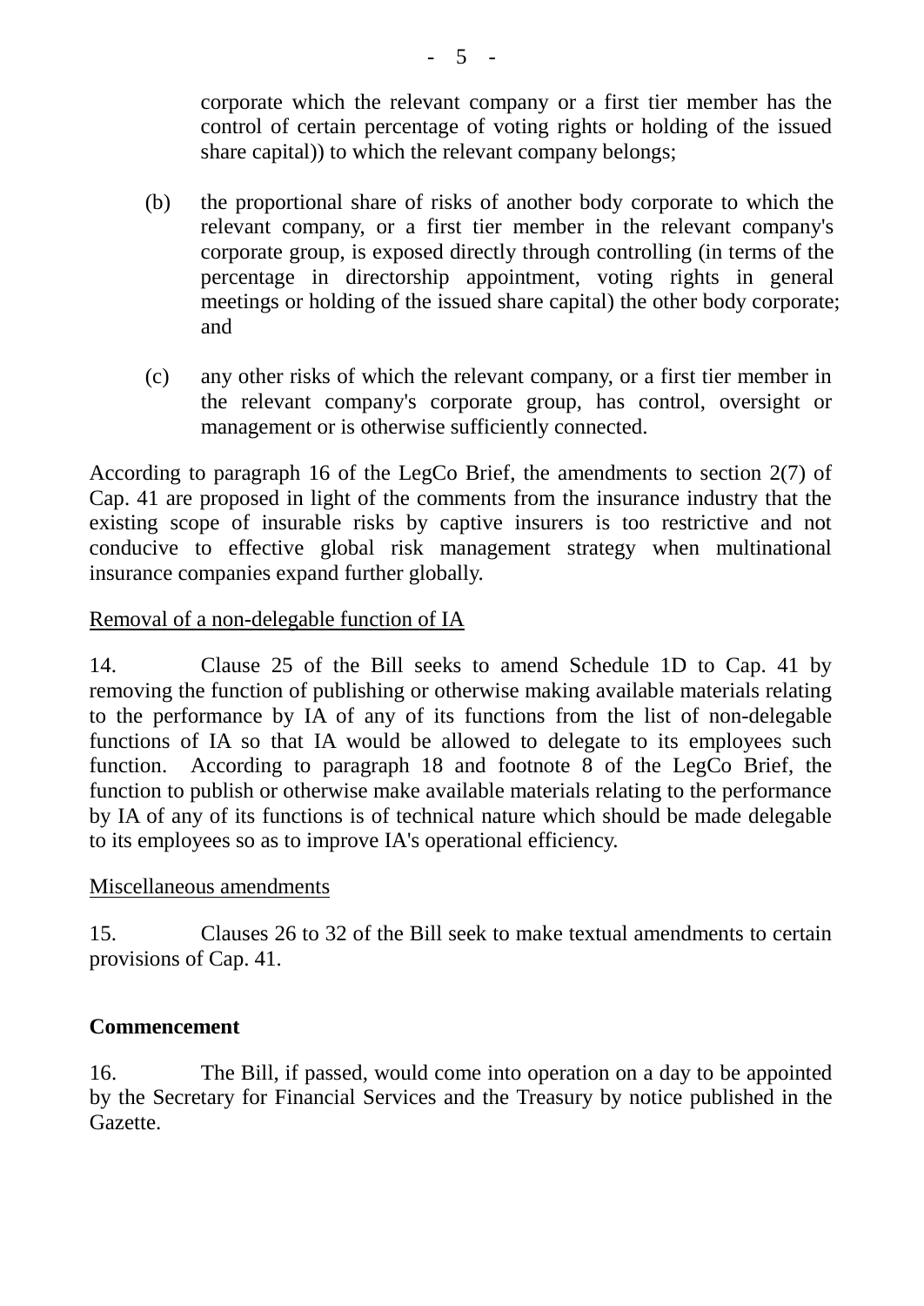corporate which the relevant company or a first tier member has the control of certain percentage of voting rights or holding of the issued share capital)) to which the relevant company belongs;

(b) the proportional share of risks of another body corporate to which the relevant company, or a first tier member in the relevant company's corporate group, is exposed directly through controlling (in terms of the percentage in directorship appointment, voting rights in general meetings or holding of the issued share capital) the other body corporate; and

(c) any other risks of which the relevant company, or a first tier member in the relevant company's corporate group, has control, oversight or management or is otherwise sufficiently connected.

According to paragraph 16 of the LegCo Brief, the amendments to section 2(7) of Cap. 41 are proposed in light of the comments from the insurance industry that the existing scope of insurable risks by captive insurers is too restrictive and not conducive to effective global risk management strategy when multinational insurance companies expand further globally.

<u>Removal of a non-delegable function of IA</u>

14. Clause 25 of the Bill seeks to amend Schedule 1D to Cap. 41 by removing the function of publishing or otherwise making available materials relating to the performance by IA of any of its functions from the list of non-delegable functions of IA so that IA would be allowed to delegate to its employees such function. According to paragraph 18 and footnote 8 of the LegCo Brief, the function to publish or otherwise make available materials relating to the performance by IA of any of its functions is of technical nature which should be made delegable to its employees so as to improve IA's operational efficiency.

<u>Miscellaneous amendments</u>

15. Clauses 26 to 32 of the Bill seek to make textual amendments to certain provisions of Cap. 41.

**Commencement**

16. The Bill, if passed, would come into operation on a day to be appointed by the Secretary for Financial Services and the Treasury by notice published in the Gazette.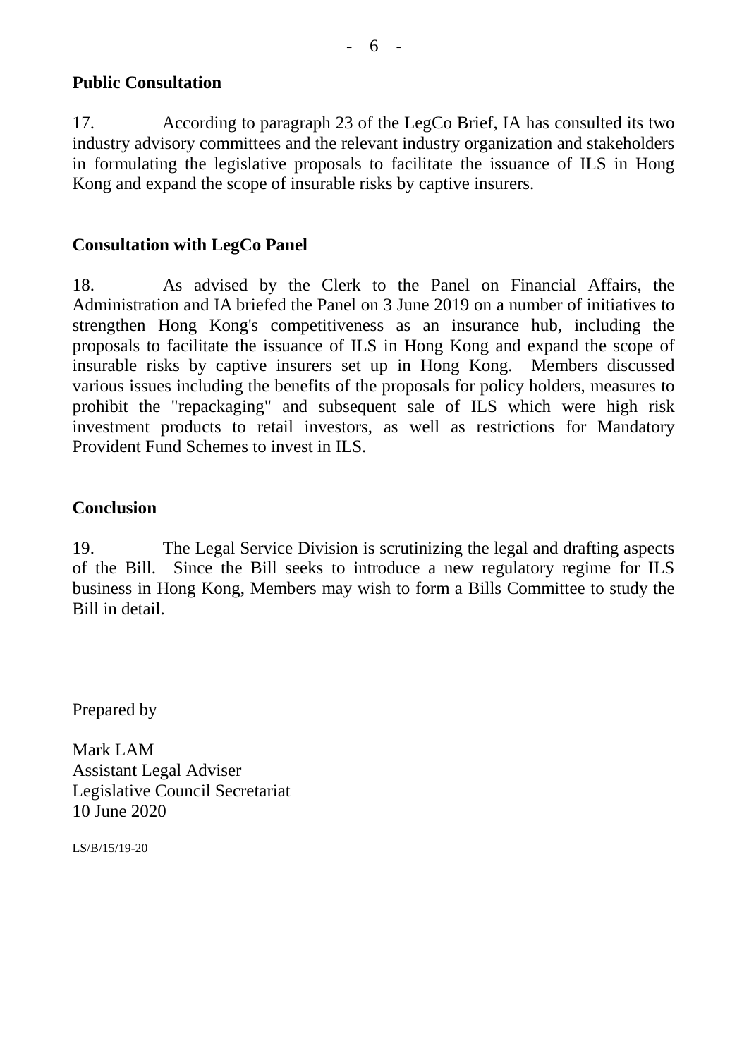**Public Consultation**

17. According to paragraph 23 of the LegCo Brief, IA has consulted its two industry advisory committees and the relevant industry organization and stakeholders in formulating the legislative proposals to facilitate the issuance of ILS in Hong Kong and expand the scope of insurable risks by captive insurers.

**Consultation with LegCo Panel**

18. As advised by the Clerk to the Panel on Financial Affairs, the Administration and IA briefed the Panel on 3 June 2019 on a number of initiatives to strengthen Hong Kong's competitiveness as an insurance hub, including the proposals to facilitate the issuance of ILS in Hong Kong and expand the scope of insurable risks by captive insurers set up in Hong Kong. Members discussed various issues including the benefits of the proposals for policy holders, measures to prohibit the "repackaging" and subsequent sale of ILS which were high risk investment products to retail investors, as well as restrictions for Mandatory Provident Fund Schemes to invest in ILS.

**Conclusion**

19. The Legal Service Division is scrutinizing the legal and drafting aspects of the Bill. Since the Bill seeks to introduce a new regulatory regime for ILS business in Hong Kong, Members may wish to form a Bills Committee to study the Bill in detail.

Prepared by

Mark LAM
Assistant Legal Adviser
Legislative Council Secretariat
10 June 2020

LS/B/15/19-20